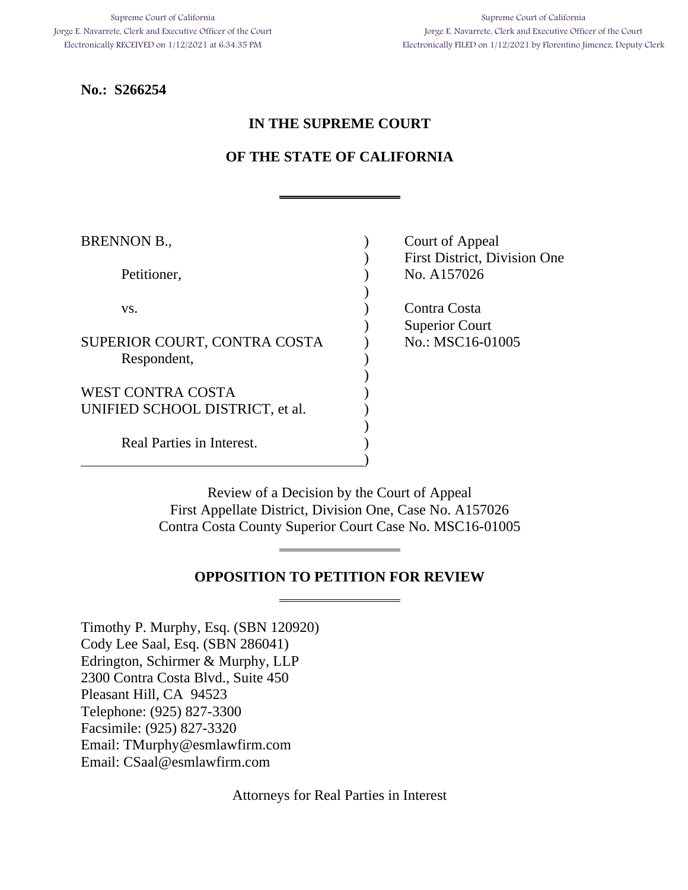Supreme Court of California
Jorge E. Navarrete, Clerk and Executive Officer of the Court
Electronically RECEIVED on 1/12/2021 at 6:34:35 PM

Supreme Court of California
Jorge E. Navarrete, Clerk and Executive Officer of the Court
Electronically FILED on 1/12/2021 by Florentino Jimenez, Deputy Clerk

**No.: S266254**

# IN THE SUPREME COURT

# OF THE STATE OF CALIFORNIA

| | |
|---|---|
| BRENNON B., | Court of Appeal |
| | First District, Division One |
| Petitioner, | No. A157026 |
| | |
| vs. | Contra Costa |
| | Superior Court |
| SUPERIOR COURT, CONTRA COSTA | No.: MSC16-01005 |
| Respondent, | |
| | |
| WEST CONTRA COSTA | |
| UNIFIED SCHOOL DISTRICT, et al. | |
| | |
| Real Parties in Interest. | |

Review of a Decision by the Court of Appeal
First Appellate District, Division One, Case No. A157026
Contra Costa County Superior Court Case No. MSC16-01005

## OPPOSITION TO PETITION FOR REVIEW

Timothy P. Murphy, Esq. (SBN 120920)
Cody Lee Saal, Esq. (SBN 286041)
Edrington, Schirmer & Murphy, LLP
2300 Contra Costa Blvd., Suite 450
Pleasant Hill, CA 94523
Telephone: (925) 827-3300
Facsimile: (925) 827-3320
Email: TMurphy@esmlawfirm.com
Email: CSaal@esmlawfirm.com

Attorneys for Real Parties in Interest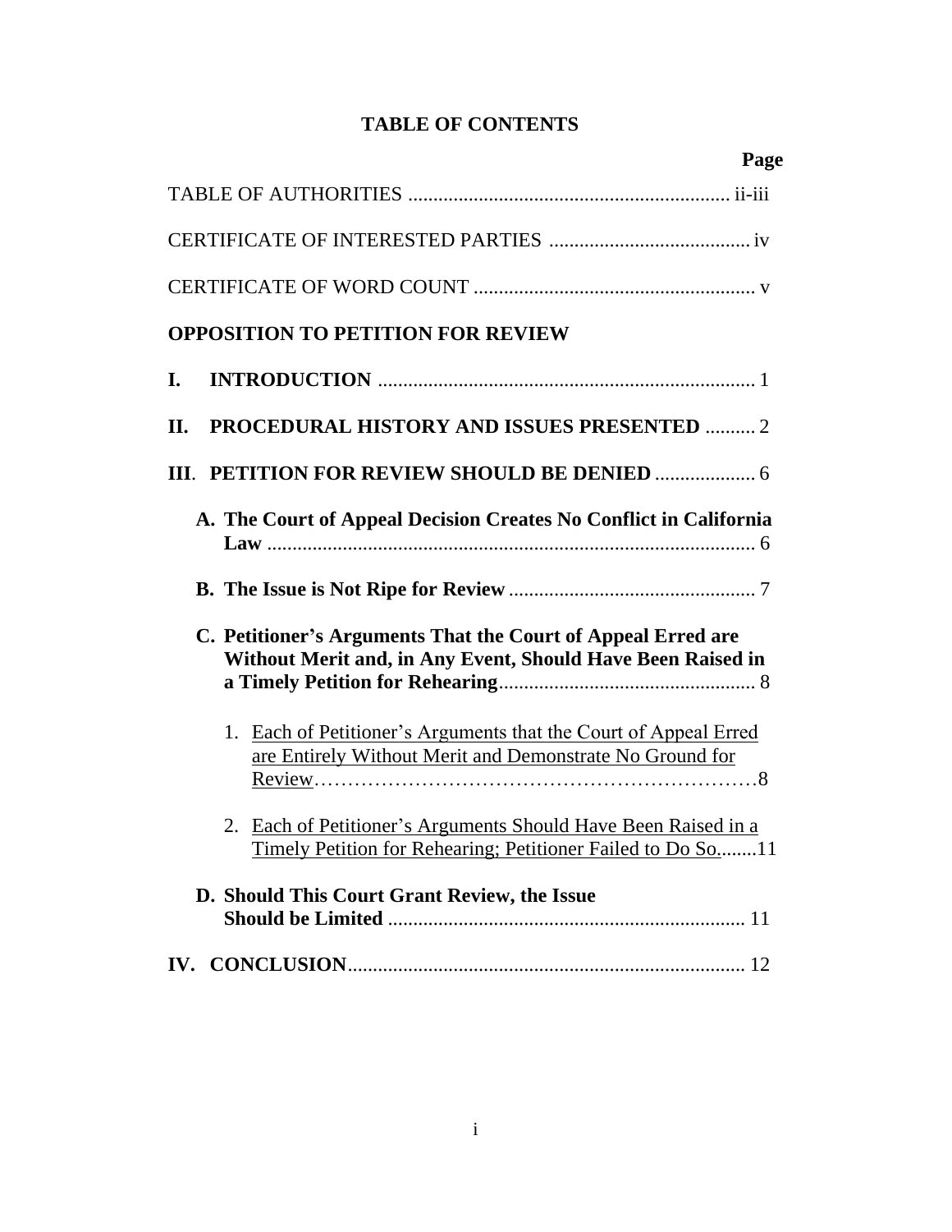# TABLE OF CONTENTS

| | Page |
|---|---|
| TABLE OF AUTHORITIES | ii-iii |
| CERTIFICATE OF INTERESTED PARTIES | iv |
| CERTIFICATE OF WORD COUNT | v |
| **OPPOSITION TO PETITION FOR REVIEW** | |
| **I. INTRODUCTION** | 1 |
| **II. PROCEDURAL HISTORY AND ISSUES PRESENTED** | 2 |
| **III. PETITION FOR REVIEW SHOULD BE DENIED** | 6 |
| **A. The Court of Appeal Decision Creates No Conflict in California Law** | 6 |
| **B. The Issue is Not Ripe for Review** | 7 |
| **C. Petitioner's Arguments That the Court of Appeal Erred are Without Merit and, in Any Event, Should Have Been Raised in a Timely Petition for Rehearing** | 8 |
| 1. <u>Each of Petitioner's Arguments that the Court of Appeal Erred are Entirely Without Merit and Demonstrate No Ground for Review</u> | 8 |
| 2. <u>Each of Petitioner's Arguments Should Have Been Raised in a Timely Petition for Rehearing; Petitioner Failed to Do So.</u> | 11 |
| **D. Should This Court Grant Review, the Issue Should be Limited** | 11 |
| **IV. CONCLUSION** | 12 |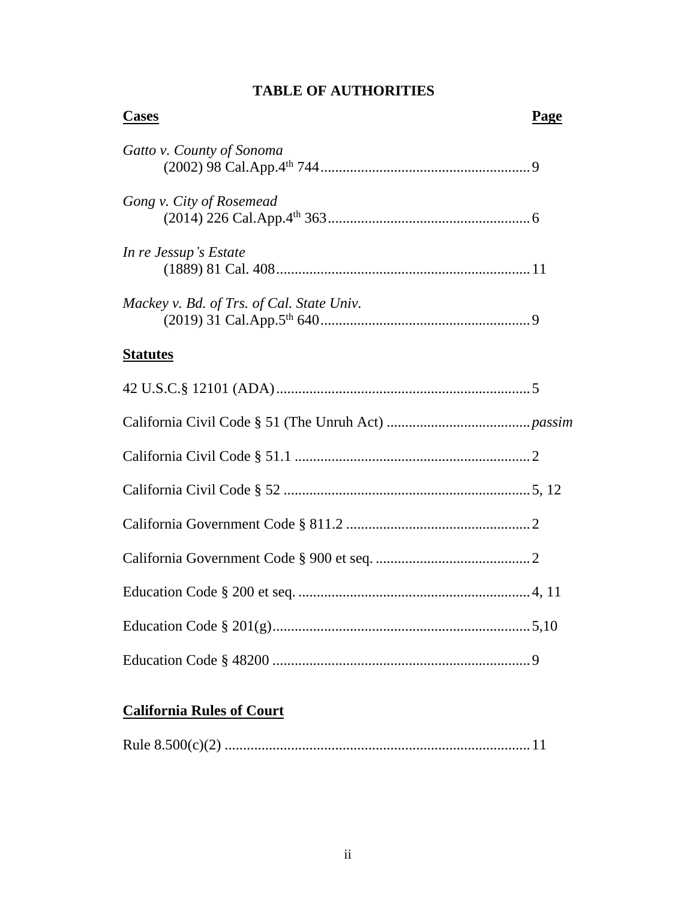# TABLE OF AUTHORITIES

| **Cases** | **Page** |
| --- | --- |
| *Gatto v. County of Sonoma* (2002) 98 Cal.App.4th 744 | 9 |
| *Gong v. City of Rosemead* (2014) 226 Cal.App.4th 363 | 6 |
| *In re Jessup's Estate* (1889) 81 Cal. 408 | 11 |
| *Mackey v. Bd. of Trs. of Cal. State Univ.* (2019) 31 Cal.App.5th 640 | 9 |

| **Statutes** | |
| --- | --- |
| 42 U.S.C.§ 12101 (ADA) | 5 |
| California Civil Code § 51 (The Unruh Act) | *passim* |
| California Civil Code § 51.1 | 2 |
| California Civil Code § 52 | 5, 12 |
| California Government Code § 811.2 | 2 |
| California Government Code § 900 et seq. | 2 |
| Education Code § 200 et seq. | 4, 11 |
| Education Code § 201(g) | 5,10 |
| Education Code § 48200 | 9 |

| **California Rules of Court** | |
| --- | --- |
| Rule 8.500(c)(2) | 11 |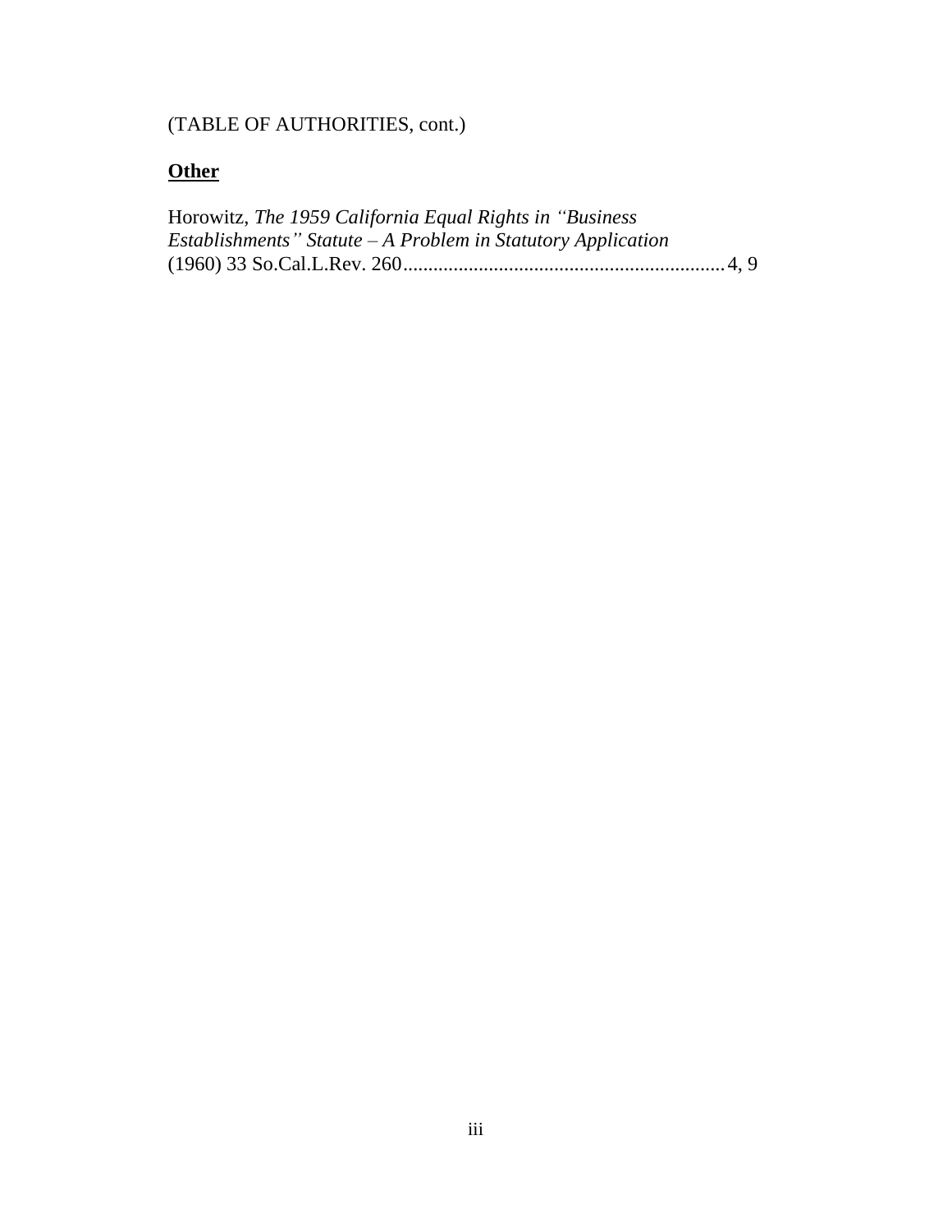(TABLE OF AUTHORITIES, cont.)

**Other**

Horowitz, *The 1959 California Equal Rights in "Business Establishments" Statute – A Problem in Statutory Application* (1960) 33 So.Cal.L.Rev. 260............................................................4, 9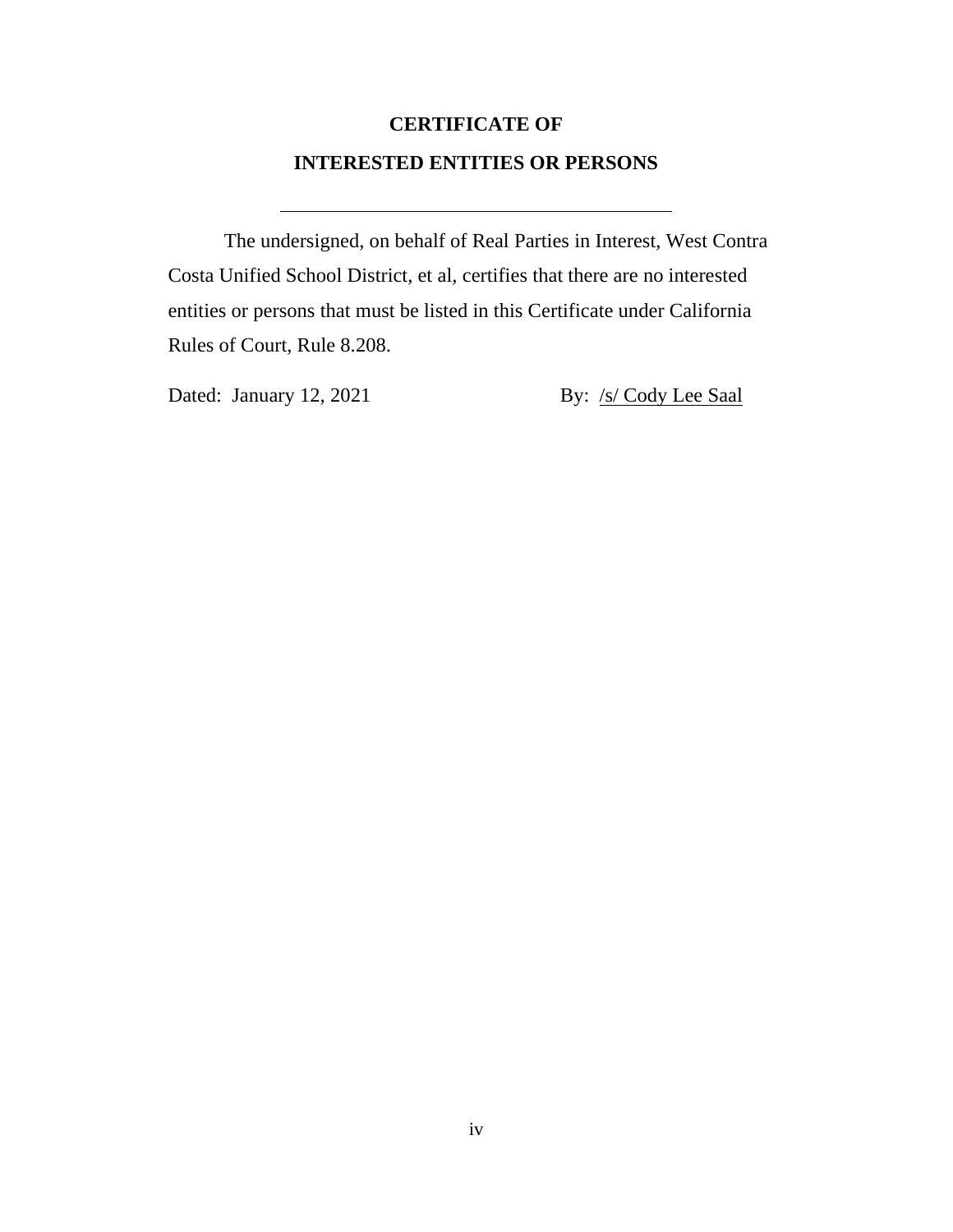# CERTIFICATE OF

# INTERESTED ENTITIES OR PERSONS

---

The undersigned, on behalf of Real Parties in Interest, West Contra Costa Unified School District, et al, certifies that there are no interested entities or persons that must be listed in this Certificate under California Rules of Court, Rule 8.208.

Dated: January 12, 2021 By: /s/ Cody Lee Saal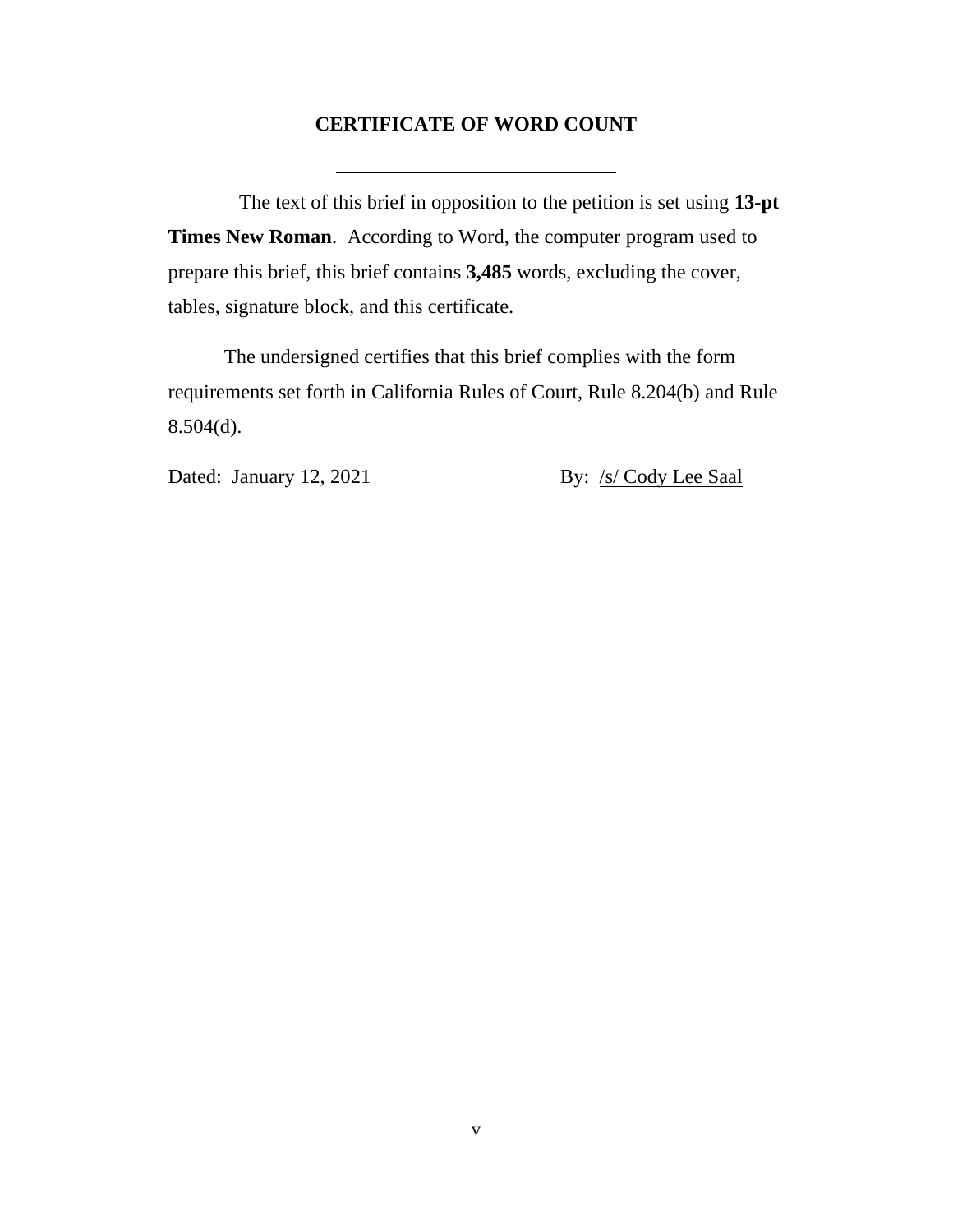## CERTIFICATE OF WORD COUNT

---

The text of this brief in opposition to the petition is set using **13-pt Times New Roman**. According to Word, the computer program used to prepare this brief, this brief contains **3,485** words, excluding the cover, tables, signature block, and this certificate.

The undersigned certifies that this brief complies with the form requirements set forth in California Rules of Court, Rule 8.204(b) and Rule 8.504(d).

Dated: January 12, 2021 By: /s/ Cody Lee Saal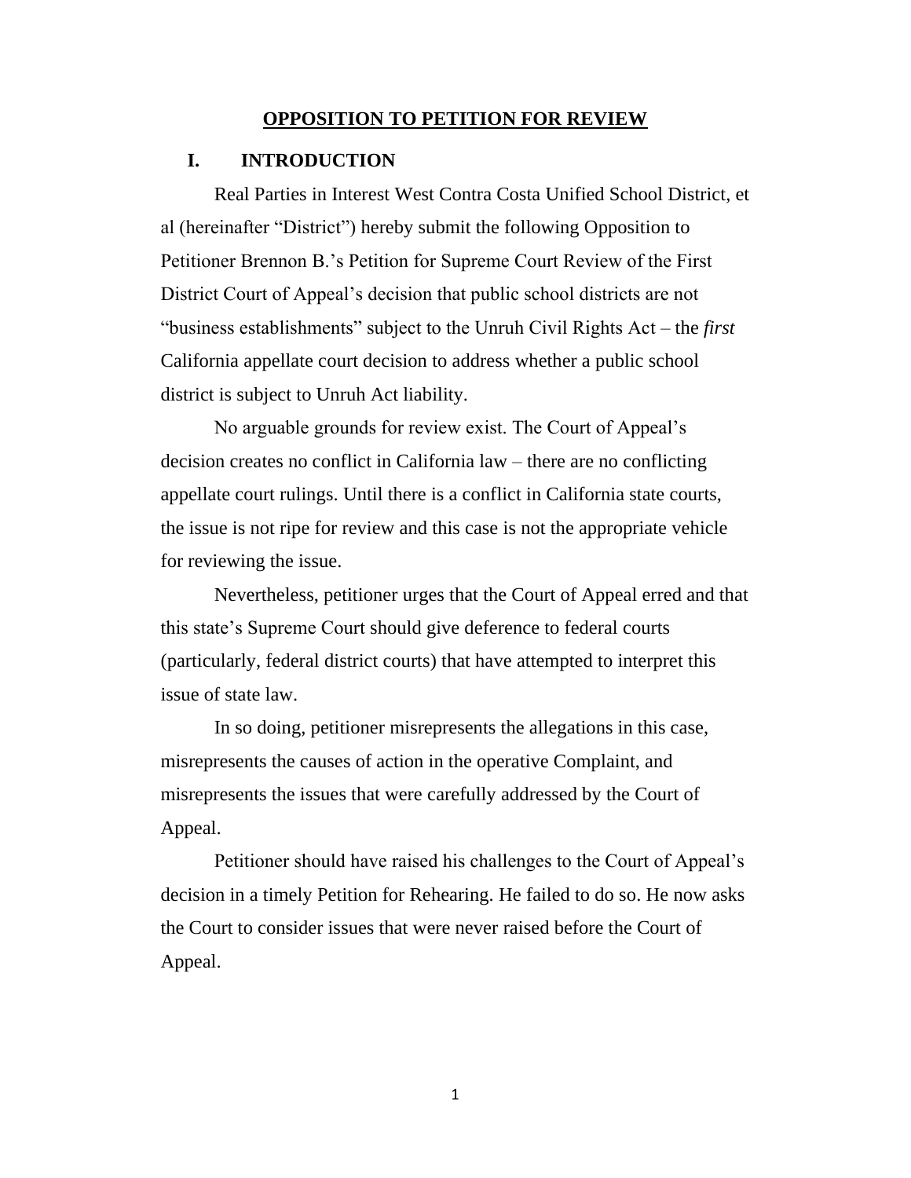# OPPOSITION TO PETITION FOR REVIEW

## I. INTRODUCTION

Real Parties in Interest West Contra Costa Unified School District, et al (hereinafter "District") hereby submit the following Opposition to Petitioner Brennon B.'s Petition for Supreme Court Review of the First District Court of Appeal's decision that public school districts are not "business establishments" subject to the Unruh Civil Rights Act – the *first* California appellate court decision to address whether a public school district is subject to Unruh Act liability.

No arguable grounds for review exist. The Court of Appeal's decision creates no conflict in California law – there are no conflicting appellate court rulings. Until there is a conflict in California state courts, the issue is not ripe for review and this case is not the appropriate vehicle for reviewing the issue.

Nevertheless, petitioner urges that the Court of Appeal erred and that this state's Supreme Court should give deference to federal courts (particularly, federal district courts) that have attempted to interpret this issue of state law.

In so doing, petitioner misrepresents the allegations in this case, misrepresents the causes of action in the operative Complaint, and misrepresents the issues that were carefully addressed by the Court of Appeal.

Petitioner should have raised his challenges to the Court of Appeal's decision in a timely Petition for Rehearing. He failed to do so. He now asks the Court to consider issues that were never raised before the Court of Appeal.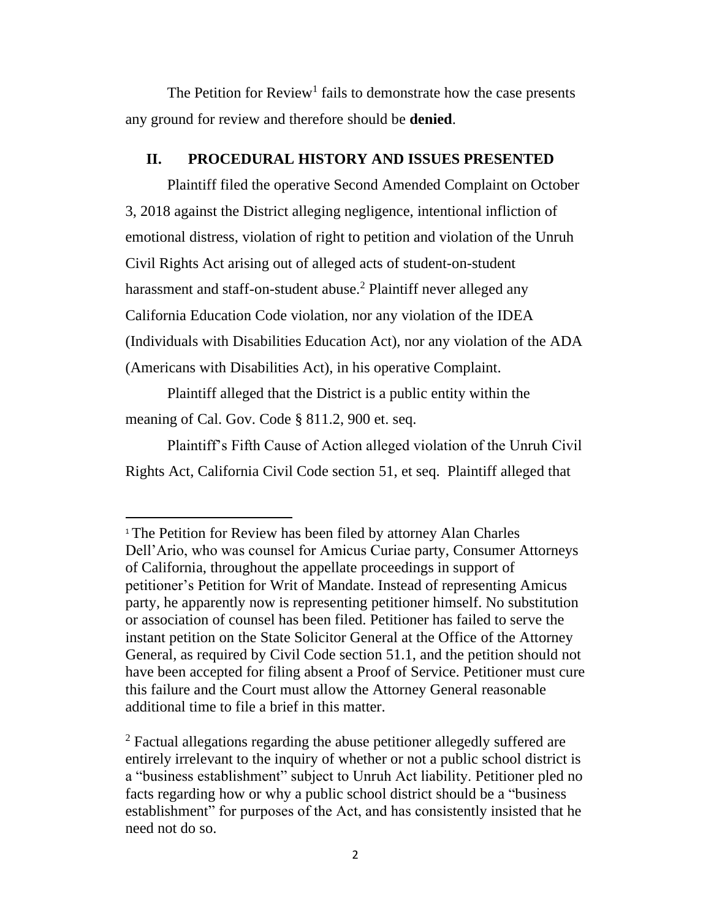The Petition for Review[1] fails to demonstrate how the case presents any ground for review and therefore should be **denied**.

## II. PROCEDURAL HISTORY AND ISSUES PRESENTED

Plaintiff filed the operative Second Amended Complaint on October 3, 2018 against the District alleging negligence, intentional infliction of emotional distress, violation of right to petition and violation of the Unruh Civil Rights Act arising out of alleged acts of student-on-student harassment and staff-on-student abuse.[2] Plaintiff never alleged any California Education Code violation, nor any violation of the IDEA (Individuals with Disabilities Education Act), nor any violation of the ADA (Americans with Disabilities Act), in his operative Complaint.

Plaintiff alleged that the District is a public entity within the meaning of Cal. Gov. Code § 811.2, 900 et. seq.

Plaintiff's Fifth Cause of Action alleged violation of the Unruh Civil Rights Act, California Civil Code section 51, et seq. Plaintiff alleged that

---

[1] The Petition for Review has been filed by attorney Alan Charles Dell'Ario, who was counsel for Amicus Curiae party, Consumer Attorneys of California, throughout the appellate proceedings in support of petitioner's Petition for Writ of Mandate. Instead of representing Amicus party, he apparently now is representing petitioner himself. No substitution or association of counsel has been filed. Petitioner has failed to serve the instant petition on the State Solicitor General at the Office of the Attorney General, as required by Civil Code section 51.1, and the petition should not have been accepted for filing absent a Proof of Service. Petitioner must cure this failure and the Court must allow the Attorney General reasonable additional time to file a brief in this matter.

[2] Factual allegations regarding the abuse petitioner allegedly suffered are entirely irrelevant to the inquiry of whether or not a public school district is a "business establishment" subject to Unruh Act liability. Petitioner pled no facts regarding how or why a public school district should be a "business establishment" for purposes of the Act, and has consistently insisted that he need not do so.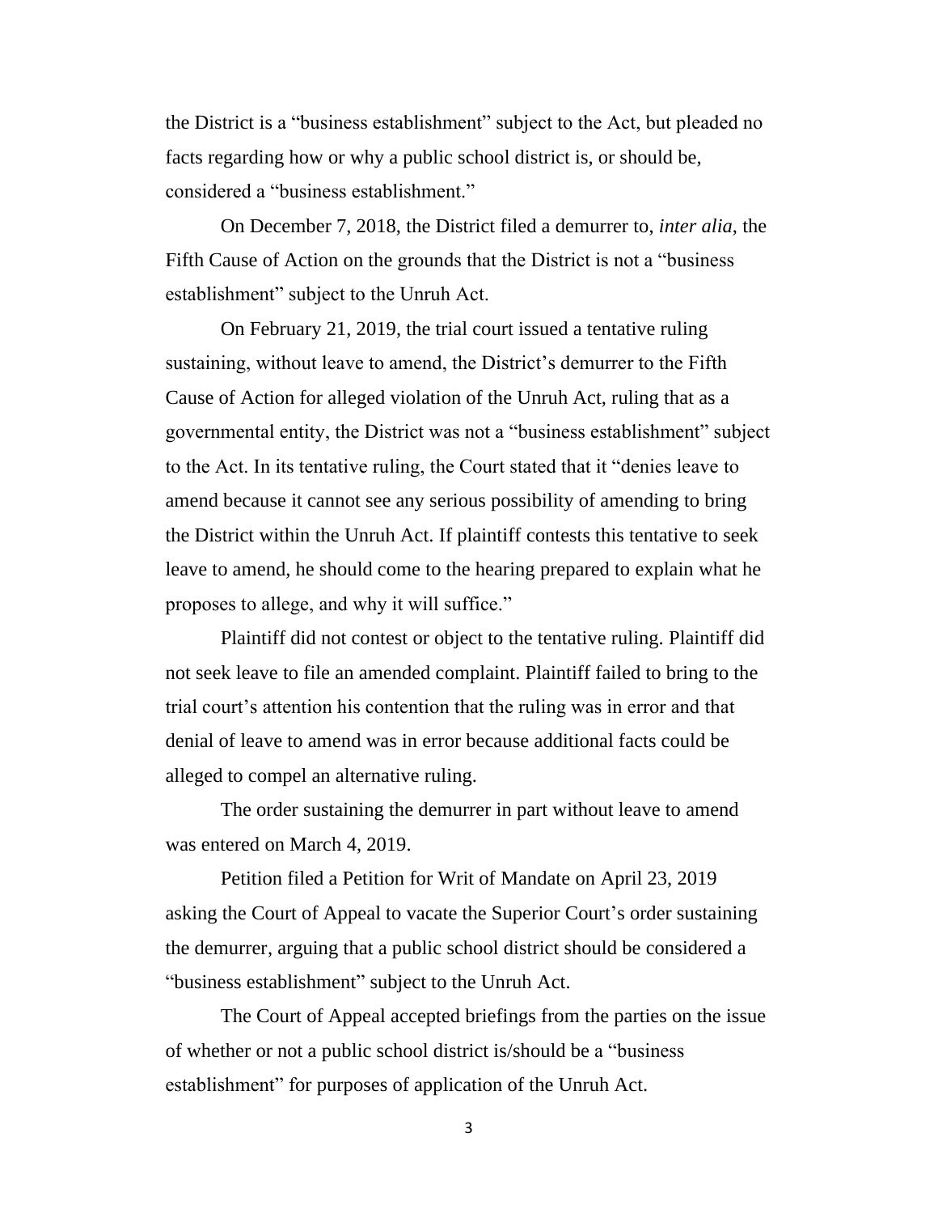the District is a "business establishment" subject to the Act, but pleaded no facts regarding how or why a public school district is, or should be, considered a "business establishment."

On December 7, 2018, the District filed a demurrer to, *inter alia*, the Fifth Cause of Action on the grounds that the District is not a "business establishment" subject to the Unruh Act.

On February 21, 2019, the trial court issued a tentative ruling sustaining, without leave to amend, the District's demurrer to the Fifth Cause of Action for alleged violation of the Unruh Act, ruling that as a governmental entity, the District was not a "business establishment" subject to the Act. In its tentative ruling, the Court stated that it "denies leave to amend because it cannot see any serious possibility of amending to bring the District within the Unruh Act. If plaintiff contests this tentative to seek leave to amend, he should come to the hearing prepared to explain what he proposes to allege, and why it will suffice."

Plaintiff did not contest or object to the tentative ruling. Plaintiff did not seek leave to file an amended complaint. Plaintiff failed to bring to the trial court's attention his contention that the ruling was in error and that denial of leave to amend was in error because additional facts could be alleged to compel an alternative ruling.

The order sustaining the demurrer in part without leave to amend was entered on March 4, 2019.

Petition filed a Petition for Writ of Mandate on April 23, 2019 asking the Court of Appeal to vacate the Superior Court's order sustaining the demurrer, arguing that a public school district should be considered a "business establishment" subject to the Unruh Act.

The Court of Appeal accepted briefings from the parties on the issue of whether or not a public school district is/should be a "business establishment" for purposes of application of the Unruh Act.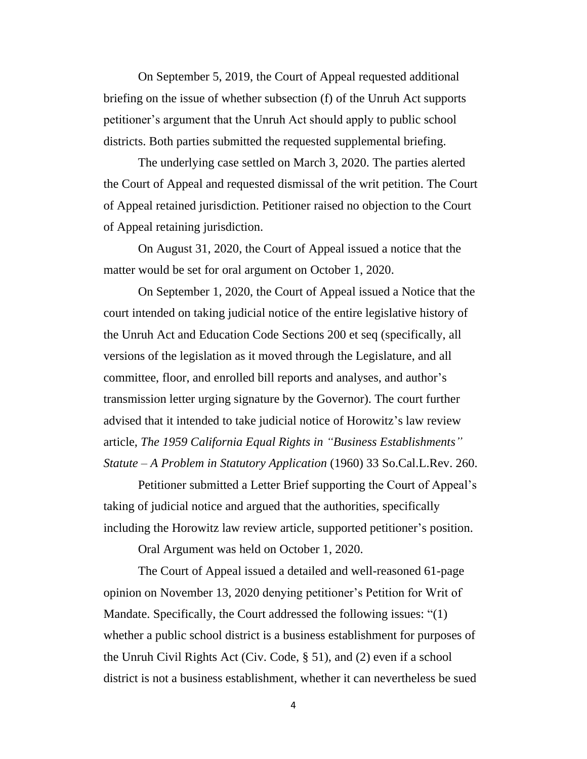On September 5, 2019, the Court of Appeal requested additional briefing on the issue of whether subsection (f) of the Unruh Act supports petitioner's argument that the Unruh Act should apply to public school districts. Both parties submitted the requested supplemental briefing.

The underlying case settled on March 3, 2020. The parties alerted the Court of Appeal and requested dismissal of the writ petition. The Court of Appeal retained jurisdiction. Petitioner raised no objection to the Court of Appeal retaining jurisdiction.

On August 31, 2020, the Court of Appeal issued a notice that the matter would be set for oral argument on October 1, 2020.

On September 1, 2020, the Court of Appeal issued a Notice that the court intended on taking judicial notice of the entire legislative history of the Unruh Act and Education Code Sections 200 et seq (specifically, all versions of the legislation as it moved through the Legislature, and all committee, floor, and enrolled bill reports and analyses, and author's transmission letter urging signature by the Governor). The court further advised that it intended to take judicial notice of Horowitz's law review article, *The 1959 California Equal Rights in "Business Establishments" Statute – A Problem in Statutory Application* (1960) 33 So.Cal.L.Rev. 260.

Petitioner submitted a Letter Brief supporting the Court of Appeal's taking of judicial notice and argued that the authorities, specifically including the Horowitz law review article, supported petitioner's position.

Oral Argument was held on October 1, 2020.

The Court of Appeal issued a detailed and well-reasoned 61-page opinion on November 13, 2020 denying petitioner's Petition for Writ of Mandate. Specifically, the Court addressed the following issues: "(1) whether a public school district is a business establishment for purposes of the Unruh Civil Rights Act (Civ. Code, § 51), and (2) even if a school district is not a business establishment, whether it can nevertheless be sued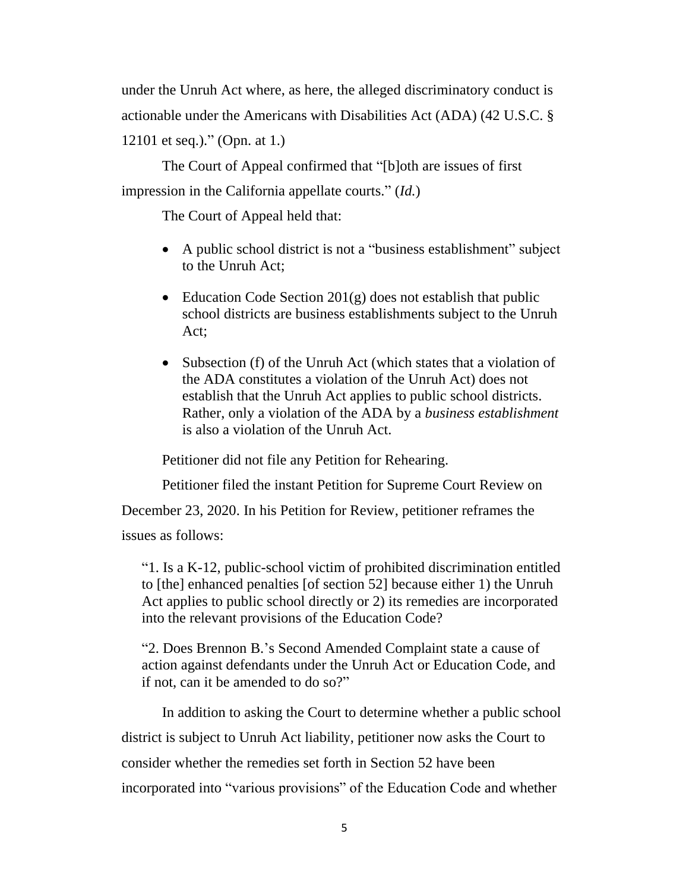under the Unruh Act where, as here, the alleged discriminatory conduct is actionable under the Americans with Disabilities Act (ADA) (42 U.S.C. § 12101 et seq.)." (Opn. at 1.)

The Court of Appeal confirmed that "[b]oth are issues of first impression in the California appellate courts." (*Id.*)

The Court of Appeal held that:

- A public school district is not a "business establishment" subject to the Unruh Act;
- Education Code Section 201(g) does not establish that public school districts are business establishments subject to the Unruh Act;
- Subsection (f) of the Unruh Act (which states that a violation of the ADA constitutes a violation of the Unruh Act) does not establish that the Unruh Act applies to public school districts. Rather, only a violation of the ADA by a *business establishment* is also a violation of the Unruh Act.

Petitioner did not file any Petition for Rehearing.

Petitioner filed the instant Petition for Supreme Court Review on December 23, 2020. In his Petition for Review, petitioner reframes the issues as follows:

> "1. Is a K-12, public-school victim of prohibited discrimination entitled to [the] enhanced penalties [of section 52] because either 1) the Unruh Act applies to public school directly or 2) its remedies are incorporated into the relevant provisions of the Education Code?
>
> "2. Does Brennon B.'s Second Amended Complaint state a cause of action against defendants under the Unruh Act or Education Code, and if not, can it be amended to do so?"

In addition to asking the Court to determine whether a public school district is subject to Unruh Act liability, petitioner now asks the Court to consider whether the remedies set forth in Section 52 have been incorporated into "various provisions" of the Education Code and whether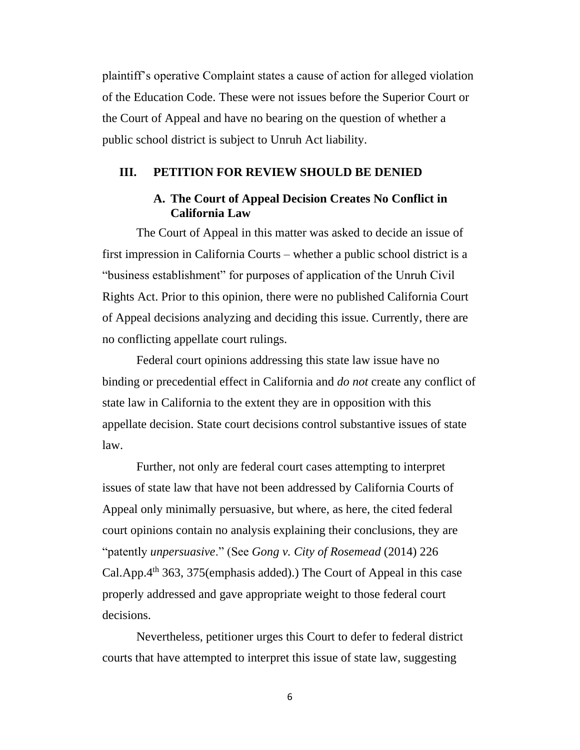plaintiff's operative Complaint states a cause of action for alleged violation of the Education Code. These were not issues before the Superior Court or the Court of Appeal and have no bearing on the question of whether a public school district is subject to Unruh Act liability.

## III. PETITION FOR REVIEW SHOULD BE DENIED

### A. The Court of Appeal Decision Creates No Conflict in California Law

The Court of Appeal in this matter was asked to decide an issue of first impression in California Courts – whether a public school district is a "business establishment" for purposes of application of the Unruh Civil Rights Act. Prior to this opinion, there were no published California Court of Appeal decisions analyzing and deciding this issue. Currently, there are no conflicting appellate court rulings.

Federal court opinions addressing this state law issue have no binding or precedential effect in California and *do not* create any conflict of state law in California to the extent they are in opposition with this appellate decision. State court decisions control substantive issues of state law.

Further, not only are federal court cases attempting to interpret issues of state law that have not been addressed by California Courts of Appeal only minimally persuasive, but where, as here, the cited federal court opinions contain no analysis explaining their conclusions, they are "patently *unpersuasive*." (See *Gong v. City of Rosemead* (2014) 226 Cal.App.4th 363, 375(emphasis added).) The Court of Appeal in this case properly addressed and gave appropriate weight to those federal court decisions.

Nevertheless, petitioner urges this Court to defer to federal district courts that have attempted to interpret this issue of state law, suggesting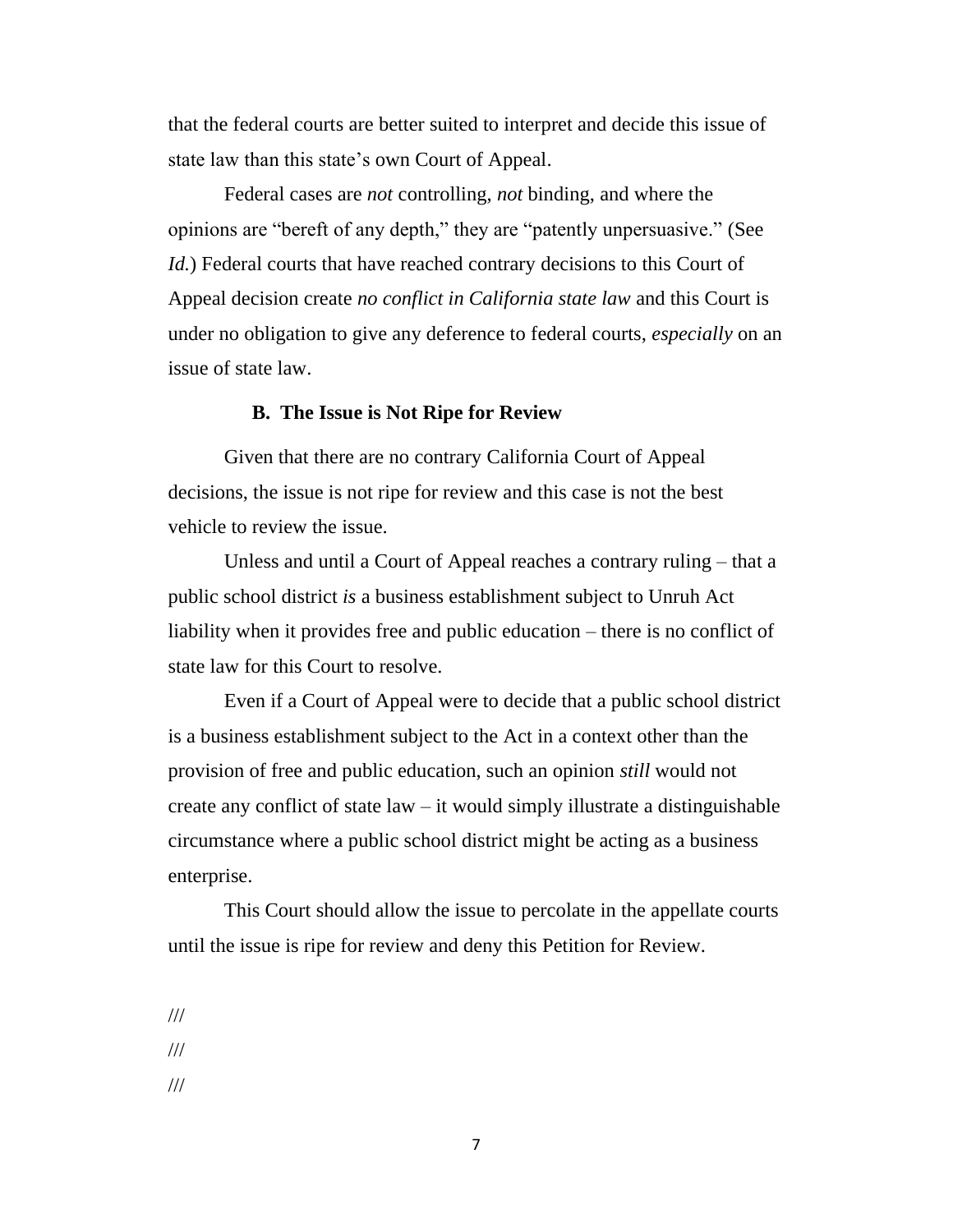that the federal courts are better suited to interpret and decide this issue of state law than this state's own Court of Appeal.

Federal cases are *not* controlling, *not* binding, and where the opinions are "bereft of any depth," they are "patently unpersuasive." (See *Id.*) Federal courts that have reached contrary decisions to this Court of Appeal decision create *no conflict in California state law* and this Court is under no obligation to give any deference to federal courts, *especially* on an issue of state law.

### B. The Issue is Not Ripe for Review

Given that there are no contrary California Court of Appeal decisions, the issue is not ripe for review and this case is not the best vehicle to review the issue.

Unless and until a Court of Appeal reaches a contrary ruling – that a public school district *is* a business establishment subject to Unruh Act liability when it provides free and public education – there is no conflict of state law for this Court to resolve.

Even if a Court of Appeal were to decide that a public school district is a business establishment subject to the Act in a context other than the provision of free and public education, such an opinion *still* would not create any conflict of state law – it would simply illustrate a distinguishable circumstance where a public school district might be acting as a business enterprise.

This Court should allow the issue to percolate in the appellate courts until the issue is ripe for review and deny this Petition for Review.

///

///

///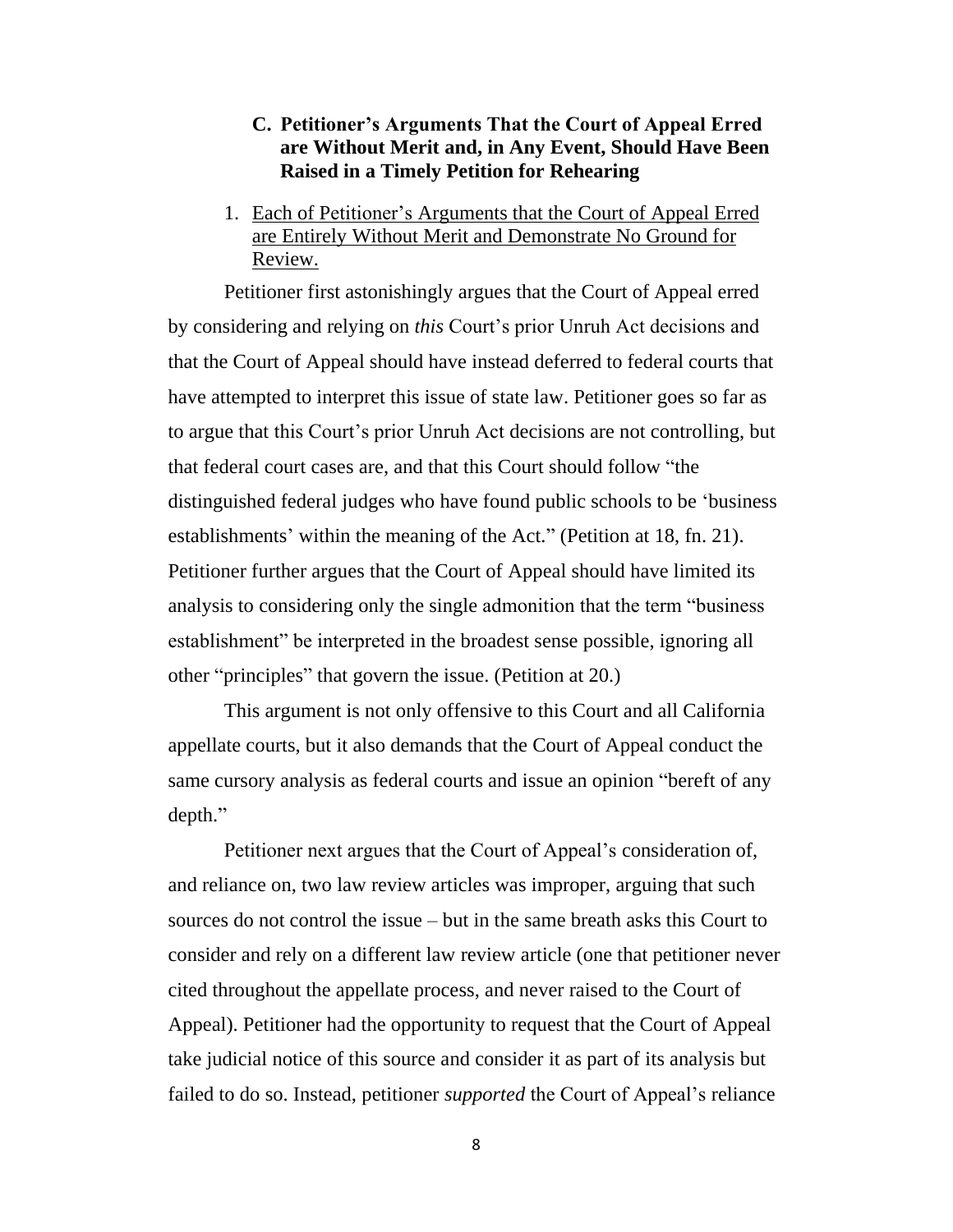### C. Petitioner's Arguments That the Court of Appeal Erred are Without Merit and, in Any Event, Should Have Been Raised in a Timely Petition for Rehearing

1. Each of Petitioner's Arguments that the Court of Appeal Erred are Entirely Without Merit and Demonstrate No Ground for Review.

Petitioner first astonishingly argues that the Court of Appeal erred by considering and relying on *this* Court's prior Unruh Act decisions and that the Court of Appeal should have instead deferred to federal courts that have attempted to interpret this issue of state law. Petitioner goes so far as to argue that this Court's prior Unruh Act decisions are not controlling, but that federal court cases are, and that this Court should follow "the distinguished federal judges who have found public schools to be 'business establishments' within the meaning of the Act." (Petition at 18, fn. 21). Petitioner further argues that the Court of Appeal should have limited its analysis to considering only the single admonition that the term "business establishment" be interpreted in the broadest sense possible, ignoring all other "principles" that govern the issue. (Petition at 20.)

This argument is not only offensive to this Court and all California appellate courts, but it also demands that the Court of Appeal conduct the same cursory analysis as federal courts and issue an opinion "bereft of any depth."

Petitioner next argues that the Court of Appeal's consideration of, and reliance on, two law review articles was improper, arguing that such sources do not control the issue – but in the same breath asks this Court to consider and rely on a different law review article (one that petitioner never cited throughout the appellate process, and never raised to the Court of Appeal). Petitioner had the opportunity to request that the Court of Appeal take judicial notice of this source and consider it as part of its analysis but failed to do so. Instead, petitioner *supported* the Court of Appeal's reliance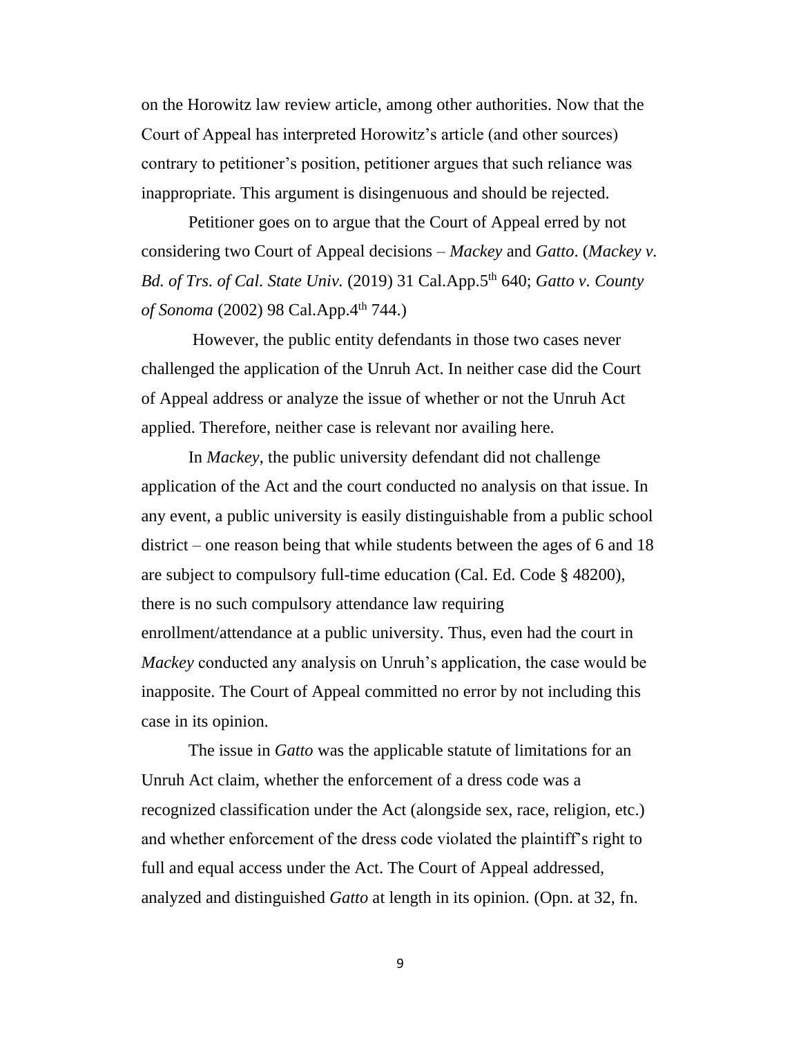on the Horowitz law review article, among other authorities. Now that the Court of Appeal has interpreted Horowitz's article (and other sources) contrary to petitioner's position, petitioner argues that such reliance was inappropriate. This argument is disingenuous and should be rejected.

Petitioner goes on to argue that the Court of Appeal erred by not considering two Court of Appeal decisions – *Mackey* and *Gatto*. (*Mackey v. Bd. of Trs. of Cal. State Univ.* (2019) 31 Cal.App.5th 640; *Gatto v. County of Sonoma* (2002) 98 Cal.App.4th 744.)

However, the public entity defendants in those two cases never challenged the application of the Unruh Act. In neither case did the Court of Appeal address or analyze the issue of whether or not the Unruh Act applied. Therefore, neither case is relevant nor availing here.

In *Mackey*, the public university defendant did not challenge application of the Act and the court conducted no analysis on that issue. In any event, a public university is easily distinguishable from a public school district – one reason being that while students between the ages of 6 and 18 are subject to compulsory full-time education (Cal. Ed. Code § 48200), there is no such compulsory attendance law requiring enrollment/attendance at a public university. Thus, even had the court in *Mackey* conducted any analysis on Unruh's application, the case would be inapposite. The Court of Appeal committed no error by not including this case in its opinion.

The issue in *Gatto* was the applicable statute of limitations for an Unruh Act claim, whether the enforcement of a dress code was a recognized classification under the Act (alongside sex, race, religion, etc.) and whether enforcement of the dress code violated the plaintiff's right to full and equal access under the Act. The Court of Appeal addressed, analyzed and distinguished *Gatto* at length in its opinion. (Opn. at 32, fn.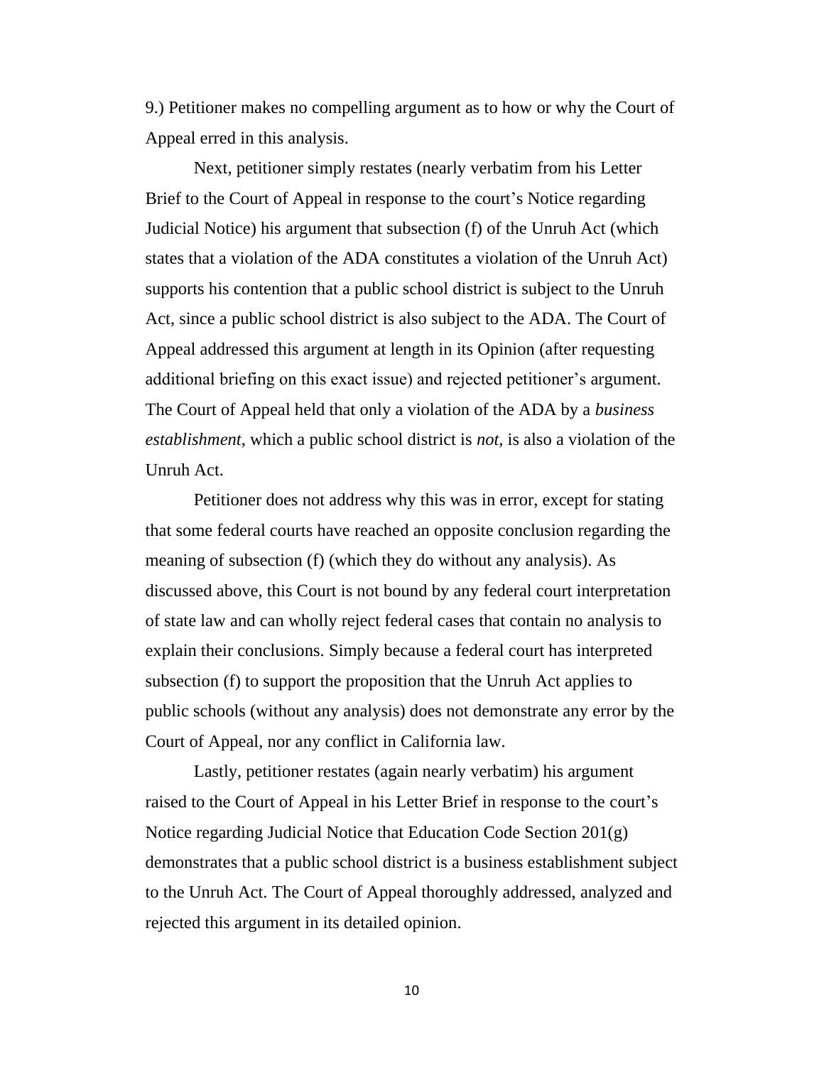9.) Petitioner makes no compelling argument as to how or why the Court of Appeal erred in this analysis.

Next, petitioner simply restates (nearly verbatim from his Letter Brief to the Court of Appeal in response to the court's Notice regarding Judicial Notice) his argument that subsection (f) of the Unruh Act (which states that a violation of the ADA constitutes a violation of the Unruh Act) supports his contention that a public school district is subject to the Unruh Act, since a public school district is also subject to the ADA. The Court of Appeal addressed this argument at length in its Opinion (after requesting additional briefing on this exact issue) and rejected petitioner's argument. The Court of Appeal held that only a violation of the ADA by a *business establishment*, which a public school district is *not*, is also a violation of the Unruh Act.

Petitioner does not address why this was in error, except for stating that some federal courts have reached an opposite conclusion regarding the meaning of subsection (f) (which they do without any analysis). As discussed above, this Court is not bound by any federal court interpretation of state law and can wholly reject federal cases that contain no analysis to explain their conclusions. Simply because a federal court has interpreted subsection (f) to support the proposition that the Unruh Act applies to public schools (without any analysis) does not demonstrate any error by the Court of Appeal, nor any conflict in California law.

Lastly, petitioner restates (again nearly verbatim) his argument raised to the Court of Appeal in his Letter Brief in response to the court's Notice regarding Judicial Notice that Education Code Section 201(g) demonstrates that a public school district is a business establishment subject to the Unruh Act. The Court of Appeal thoroughly addressed, analyzed and rejected this argument in its detailed opinion.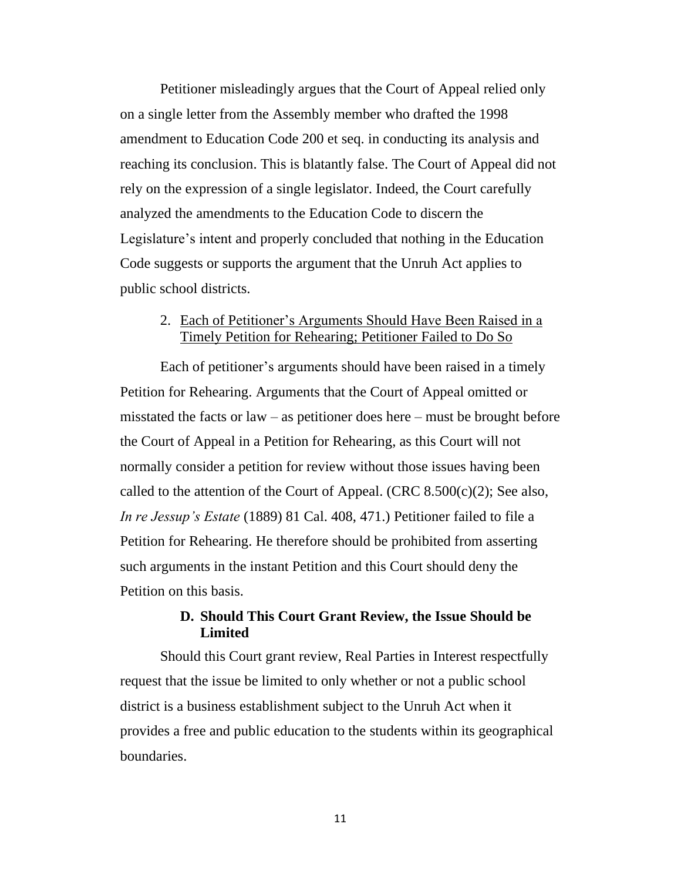Petitioner misleadingly argues that the Court of Appeal relied only on a single letter from the Assembly member who drafted the 1998 amendment to Education Code 200 et seq. in conducting its analysis and reaching its conclusion. This is blatantly false. The Court of Appeal did not rely on the expression of a single legislator. Indeed, the Court carefully analyzed the amendments to the Education Code to discern the Legislature's intent and properly concluded that nothing in the Education Code suggests or supports the argument that the Unruh Act applies to public school districts.

2. <u>Each of Petitioner's Arguments Should Have Been Raised in a Timely Petition for Rehearing; Petitioner Failed to Do So</u>

Each of petitioner's arguments should have been raised in a timely Petition for Rehearing. Arguments that the Court of Appeal omitted or misstated the facts or law – as petitioner does here – must be brought before the Court of Appeal in a Petition for Rehearing, as this Court will not normally consider a petition for review without those issues having been called to the attention of the Court of Appeal. (CRC 8.500(c)(2); See also, *In re Jessup's Estate* (1889) 81 Cal. 408, 471.) Petitioner failed to file a Petition for Rehearing. He therefore should be prohibited from asserting such arguments in the instant Petition and this Court should deny the Petition on this basis.

### D. Should This Court Grant Review, the Issue Should be Limited

Should this Court grant review, Real Parties in Interest respectfully request that the issue be limited to only whether or not a public school district is a business establishment subject to the Unruh Act when it provides a free and public education to the students within its geographical boundaries.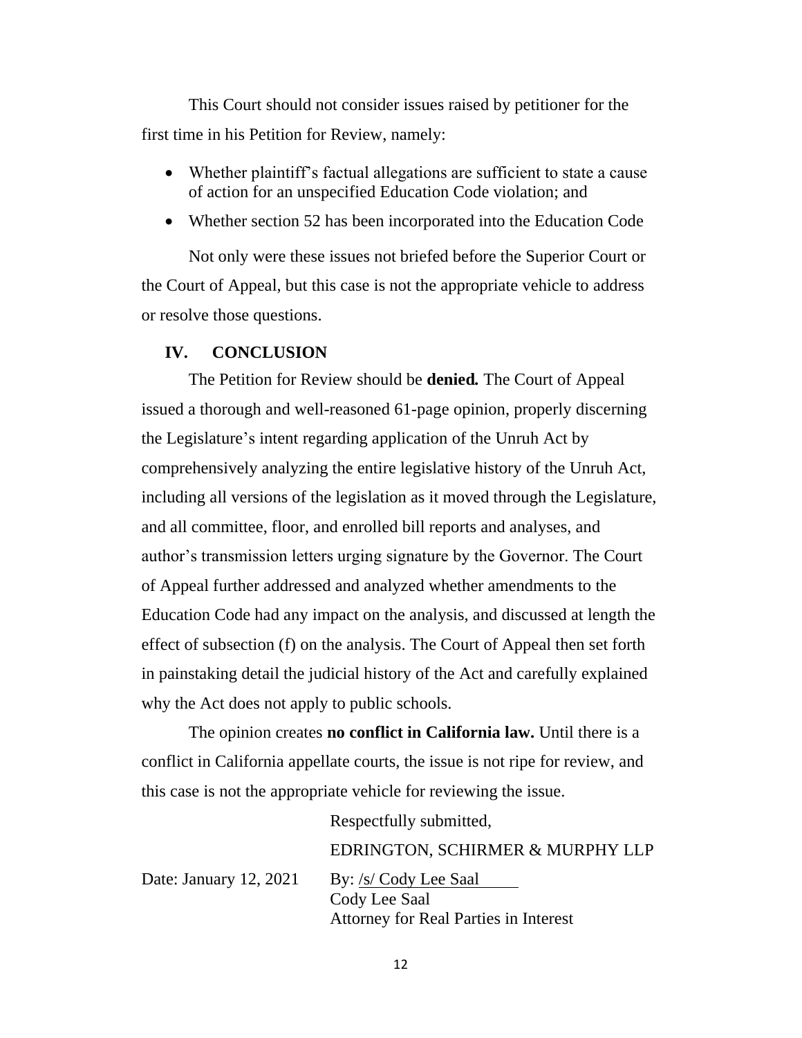This Court should not consider issues raised by petitioner for the first time in his Petition for Review, namely:

- Whether plaintiff's factual allegations are sufficient to state a cause of action for an unspecified Education Code violation; and
- Whether section 52 has been incorporated into the Education Code

Not only were these issues not briefed before the Superior Court or the Court of Appeal, but this case is not the appropriate vehicle to address or resolve those questions.

## IV. CONCLUSION

The Petition for Review should be **denied.** The Court of Appeal issued a thorough and well-reasoned 61-page opinion, properly discerning the Legislature's intent regarding application of the Unruh Act by comprehensively analyzing the entire legislative history of the Unruh Act, including all versions of the legislation as it moved through the Legislature, and all committee, floor, and enrolled bill reports and analyses, and author's transmission letters urging signature by the Governor. The Court of Appeal further addressed and analyzed whether amendments to the Education Code had any impact on the analysis, and discussed at length the effect of subsection (f) on the analysis. The Court of Appeal then set forth in painstaking detail the judicial history of the Act and carefully explained why the Act does not apply to public schools.

The opinion creates **no conflict in California law.** Until there is a conflict in California appellate courts, the issue is not ripe for review, and this case is not the appropriate vehicle for reviewing the issue.

Respectfully submitted,

EDRINGTON, SCHIRMER & MURPHY LLP

Date: January 12, 2021

By: /s/ Cody Lee Saal
Cody Lee Saal
Attorney for Real Parties in Interest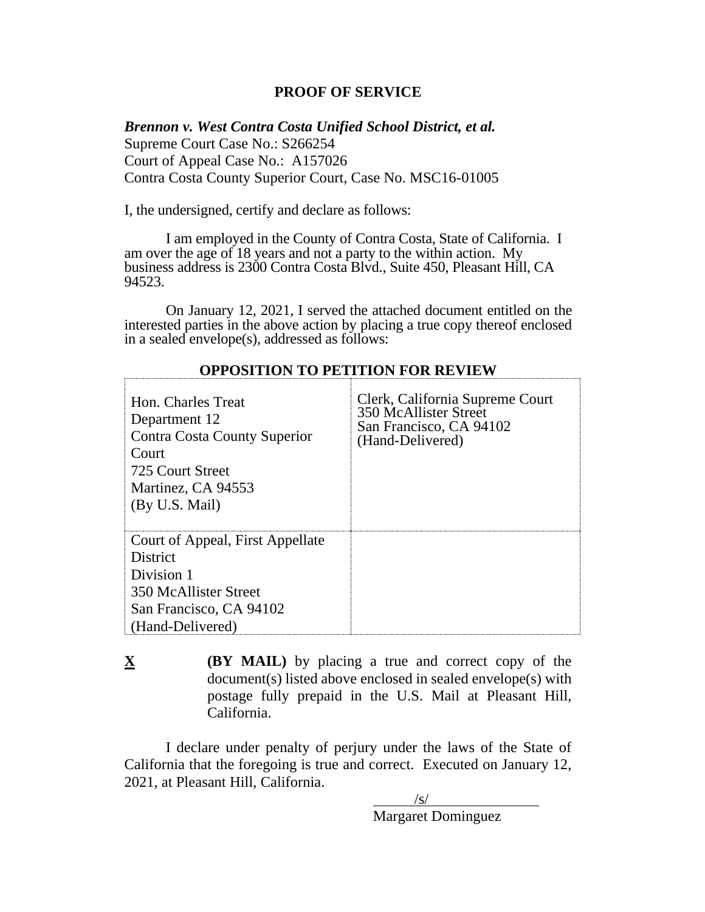## PROOF OF SERVICE

***Brennon v. West Contra Costa Unified School District, et al.***
Supreme Court Case No.: S266254
Court of Appeal Case No.: A157026
Contra Costa County Superior Court, Case No. MSC16-01005

I, the undersigned, certify and declare as follows:

I am employed in the County of Contra Costa, State of California. I am over the age of 18 years and not a party to the within action. My business address is 2300 Contra Costa Blvd., Suite 450, Pleasant Hill, CA 94523.

On January 12, 2021, I served the attached document entitled on the interested parties in the above action by placing a true copy thereof enclosed in a sealed envelope(s), addressed as follows:

**OPPOSITION TO PETITION FOR REVIEW**

| | |
|---|---|
| Hon. Charles Treat<br>Department 12<br>Contra Costa County Superior Court<br>725 Court Street<br>Martinez, CA 94553<br>(By U.S. Mail) | Clerk, California Supreme Court<br>350 McAllister Street<br>San Francisco, CA 94102<br>(Hand-Delivered) |
| Court of Appeal, First Appellate District<br>Division 1<br>350 McAllister Street<br>San Francisco, CA 94102<br>(Hand-Delivered) | |

**X** **(BY MAIL)** by placing a true and correct copy of the document(s) listed above enclosed in sealed envelope(s) with postage fully prepaid in the U.S. Mail at Pleasant Hill, California.

I declare under penalty of perjury under the laws of the State of California that the foregoing is true and correct. Executed on January 12, 2021, at Pleasant Hill, California.

/s/
Margaret Dominguez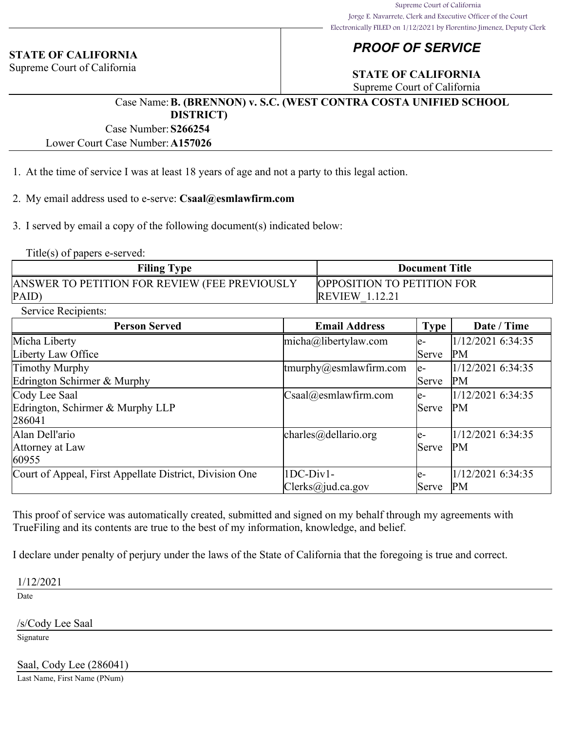Supreme Court of California
Jorge E. Navarrete, Clerk and Executive Officer of the Court
Electronically FILED on 1/12/2021 by Florentino Jimenez, Deputy Clerk

**STATE OF CALIFORNIA**
Supreme Court of California

# *PROOF OF SERVICE*

**STATE OF CALIFORNIA**
Supreme Court of California

Case Name: **B. (BRENNON) v. S.C. (WEST CONTRA COSTA UNIFIED SCHOOL DISTRICT)**
Case Number: **S266254**
Lower Court Case Number: **A157026**

1. At the time of service I was at least 18 years of age and not a party to this legal action.

2. My email address used to e-serve: **Csaal@esmlawfirm.com**

3. I served by email a copy of the following document(s) indicated below:

Title(s) of papers e-served:

| Filing Type | Document Title |
| --- | --- |
| ANSWER TO PETITION FOR REVIEW (FEE PREVIOUSLY PAID) | OPPOSITION TO PETITION FOR REVIEW_1.12.21 |

Service Recipients:

| Person Served | Email Address | Type | Date / Time |
| --- | --- | --- | --- |
| Micha Liberty<br>Liberty Law Office | micha@libertylaw.com | e-Serve | 1/12/2021 6:34:35 PM |
| Timothy Murphy<br>Edrington Schirmer & Murphy | tmurphy@esmlawfirm.com | e-Serve | 1/12/2021 6:34:35 PM |
| Cody Lee Saal<br>Edrington, Schirmer & Murphy LLP<br>286041 | Csaal@esmlawfirm.com | e-Serve | 1/12/2021 6:34:35 PM |
| Alan Dell'ario<br>Attorney at Law<br>60955 | charles@dellario.org | e-Serve | 1/12/2021 6:34:35 PM |
| Court of Appeal, First Appellate District, Division One | 1DC-Div1-Clerks@jud.ca.gov | e-Serve | 1/12/2021 6:34:35 PM |

This proof of service was automatically created, submitted and signed on my behalf through my agreements with TrueFiling and its contents are true to the best of my information, knowledge, and belief.

I declare under penalty of perjury under the laws of the State of California that the foregoing is true and correct.

1/12/2021
Date

/s/Cody Lee Saal
Signature

Saal, Cody Lee (286041)
Last Name, First Name (PNum)